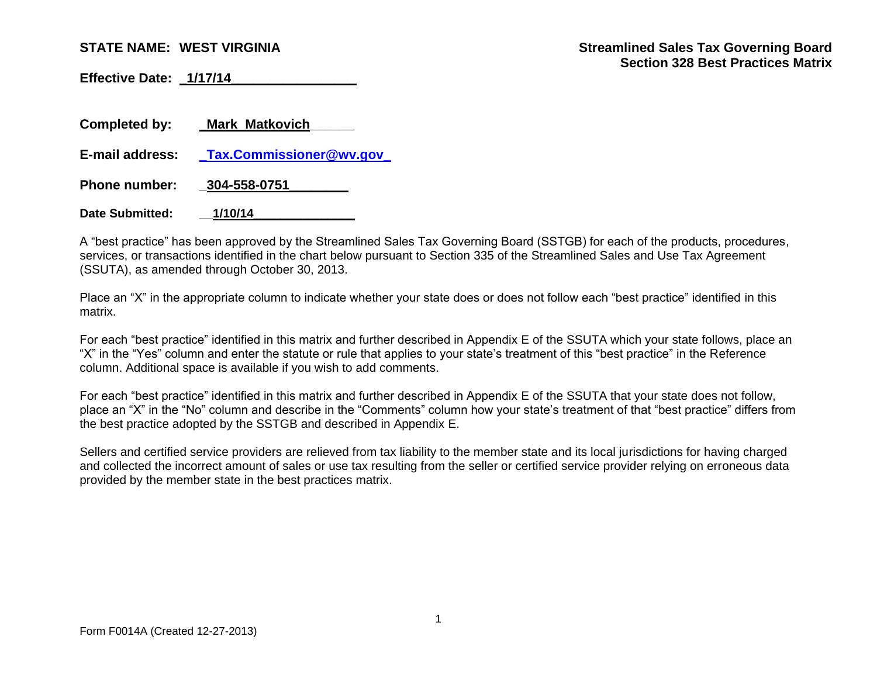**STATE NAME: WEST VIRGINIA**

**Streamlined Sales Tax Governing Board**
**Section 328 Best Practices Matrix**

**Effective Date: 1/17/14**

**Completed by:** **Mark Matkovich**

**E-mail address:** **Tax.Commissioner@wv.gov**

**Phone number:** **304-558-0751**

**Date Submitted:** **1/10/14**

A "best practice" has been approved by the Streamlined Sales Tax Governing Board (SSTGB) for each of the products, procedures, services, or transactions identified in the chart below pursuant to Section 335 of the Streamlined Sales and Use Tax Agreement (SSUTA), as amended through October 30, 2013.

Place an "X" in the appropriate column to indicate whether your state does or does not follow each "best practice" identified in this matrix.

For each "best practice" identified in this matrix and further described in Appendix E of the SSUTA which your state follows, place an "X" in the "Yes" column and enter the statute or rule that applies to your state's treatment of this "best practice" in the Reference column. Additional space is available if you wish to add comments.

For each "best practice" identified in this matrix and further described in Appendix E of the SSUTA that your state does not follow, place an "X" in the "No" column and describe in the "Comments" column how your state's treatment of that "best practice" differs from the best practice adopted by the SSTGB and described in Appendix E.

Sellers and certified service providers are relieved from tax liability to the member state and its local jurisdictions for having charged and collected the incorrect amount of sales or use tax resulting from the seller or certified service provider relying on erroneous data provided by the member state in the best practices matrix.

Form F0014A (Created 12-27-2013)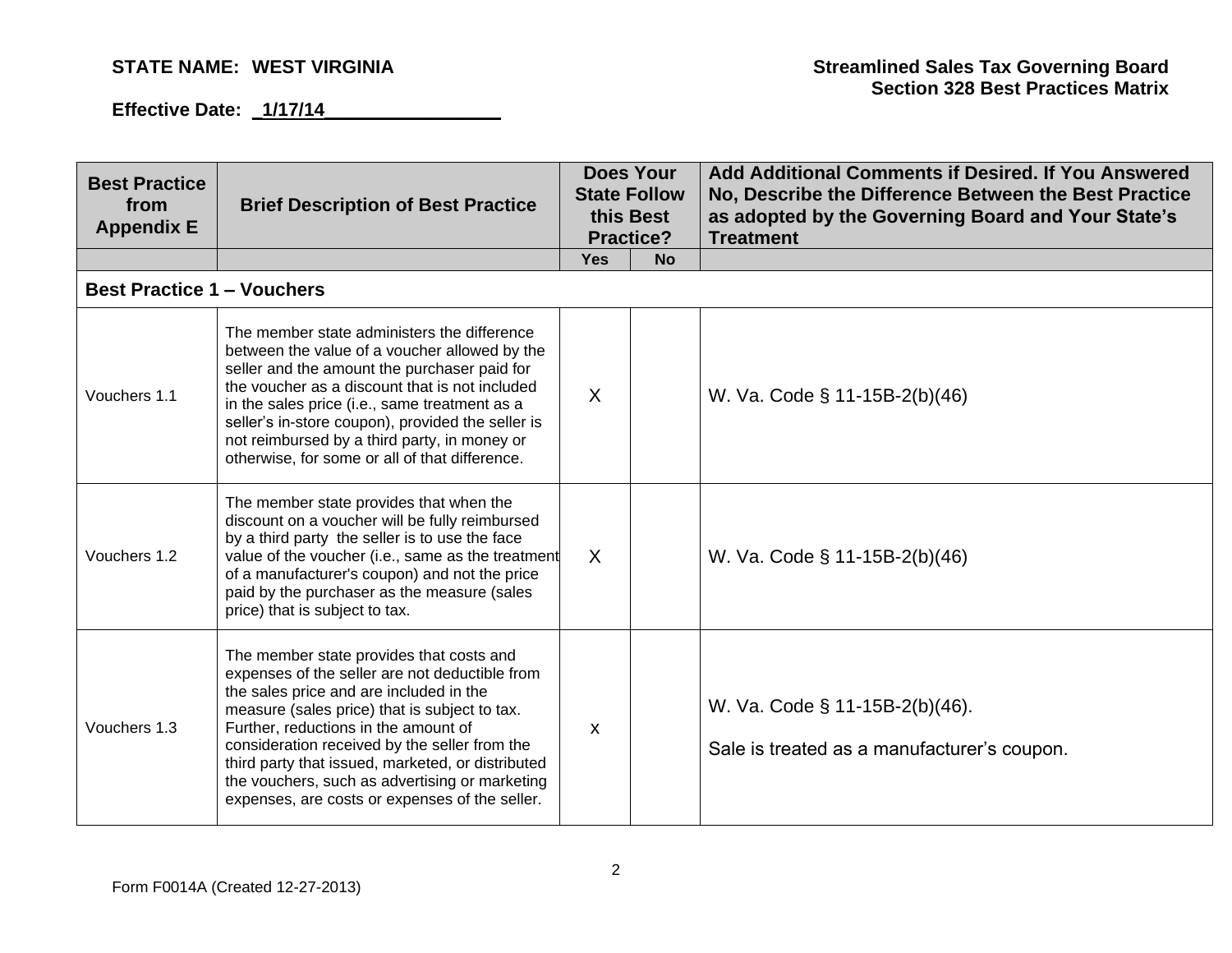**STATE NAME: WEST VIRGINIA**

**Streamlined Sales Tax Governing Board**
**Section 328 Best Practices Matrix**

**Effective Date: _1/17/14_________________**

| Best Practice from Appendix E | Brief Description of Best Practice | Does Your State Follow this Best Practice? | | Add Additional Comments if Desired. If You Answered No, Describe the Difference Between the Best Practice as adopted by the Governing Board and Your State's Treatment |
|---|---|---|---|---|
| | | Yes | No | |
| **Best Practice 1 – Vouchers** | | | | |
| Vouchers 1.1 | The member state administers the difference between the value of a voucher allowed by the seller and the amount the purchaser paid for the voucher as a discount that is not included in the sales price (i.e., same treatment as a seller's in-store coupon), provided the seller is not reimbursed by a third party, in money or otherwise, for some or all of that difference. | X | | W. Va. Code § 11-15B-2(b)(46) |
| Vouchers 1.2 | The member state provides that when the discount on a voucher will be fully reimbursed by a third party the seller is to use the face value of the voucher (i.e., same as the treatment of a manufacturer's coupon) and not the price paid by the purchaser as the measure (sales price) that is subject to tax. | X | | W. Va. Code § 11-15B-2(b)(46) |
| Vouchers 1.3 | The member state provides that costs and expenses of the seller are not deductible from the sales price and are included in the measure (sales price) that is subject to tax. Further, reductions in the amount of consideration received by the seller from the third party that issued, marketed, or distributed the vouchers, such as advertising or marketing expenses, are costs or expenses of the seller. | x | | W. Va. Code § 11-15B-2(b)(46). Sale is treated as a manufacturer's coupon. |

Form F0014A (Created 12-27-2013)